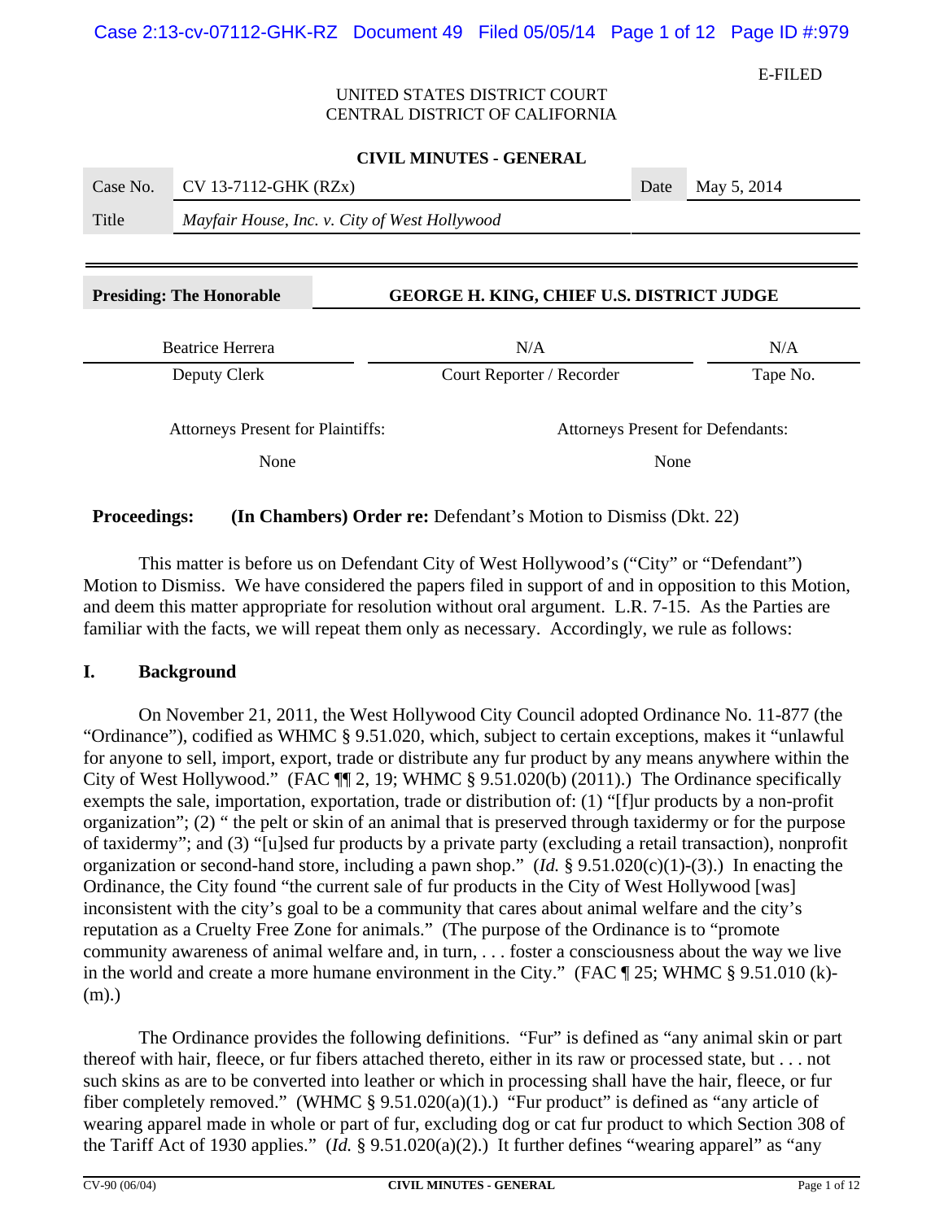E-FILED

UNITED STATES DISTRICT COURT
CENTRAL DISTRICT OF CALIFORNIA

**CIVIL MINUTES - GENERAL**

| Case No. | CV 13-7112-GHK (RZx) | Date | May 5, 2014 |
|---|---|---|---|
| Title | *Mayfair House, Inc. v. City of West Hollywood* | | |

| **Presiding: The Honorable** | **GEORGE H. KING, CHIEF U.S. DISTRICT JUDGE** | |
|---|---|---|
| Beatrice Herrera | N/A | N/A |
| Deputy Clerk | Court Reporter / Recorder | Tape No. |

| Attorneys Present for Plaintiffs: | Attorneys Present for Defendants: |
|---|---|
| None | None |

**Proceedings:** **(In Chambers) Order re:** Defendant's Motion to Dismiss (Dkt. 22)

This matter is before us on Defendant City of West Hollywood's ("City" or "Defendant") Motion to Dismiss. We have considered the papers filed in support of and in opposition to this Motion, and deem this matter appropriate for resolution without oral argument. L.R. 7-15. As the Parties are familiar with the facts, we will repeat them only as necessary. Accordingly, we rule as follows:

## I. Background

On November 21, 2011, the West Hollywood City Council adopted Ordinance No. 11-877 (the "Ordinance"), codified as WHMC § 9.51.020, which, subject to certain exceptions, makes it "unlawful for anyone to sell, import, export, trade or distribute any fur product by any means anywhere within the City of West Hollywood." (FAC ¶¶ 2, 19; WHMC § 9.51.020(b) (2011).) The Ordinance specifically exempts the sale, importation, exportation, trade or distribution of: (1) "[f]ur products by a non-profit organization"; (2) " the pelt or skin of an animal that is preserved through taxidermy or for the purpose of taxidermy"; and (3) "[u]sed fur products by a private party (excluding a retail transaction), nonprofit organization or second-hand store, including a pawn shop." (*Id.* § 9.51.020(c)(1)-(3).) In enacting the Ordinance, the City found "the current sale of fur products in the City of West Hollywood [was] inconsistent with the city's goal to be a community that cares about animal welfare and the city's reputation as a Cruelty Free Zone for animals." (The purpose of the Ordinance is to "promote community awareness of animal welfare and, in turn, . . . foster a consciousness about the way we live in the world and create a more humane environment in the City." (FAC ¶ 25; WHMC § 9.51.010 (k)-(m).)

The Ordinance provides the following definitions. "Fur" is defined as "any animal skin or part thereof with hair, fleece, or fur fibers attached thereto, either in its raw or processed state, but . . . not such skins as are to be converted into leather or which in processing shall have the hair, fleece, or fur fiber completely removed." (WHMC § 9.51.020(a)(1).) "Fur product" is defined as "any article of wearing apparel made in whole or part of fur, excluding dog or cat fur product to which Section 308 of the Tariff Act of 1930 applies." (*Id.* § 9.51.020(a)(2).) It further defines "wearing apparel" as "any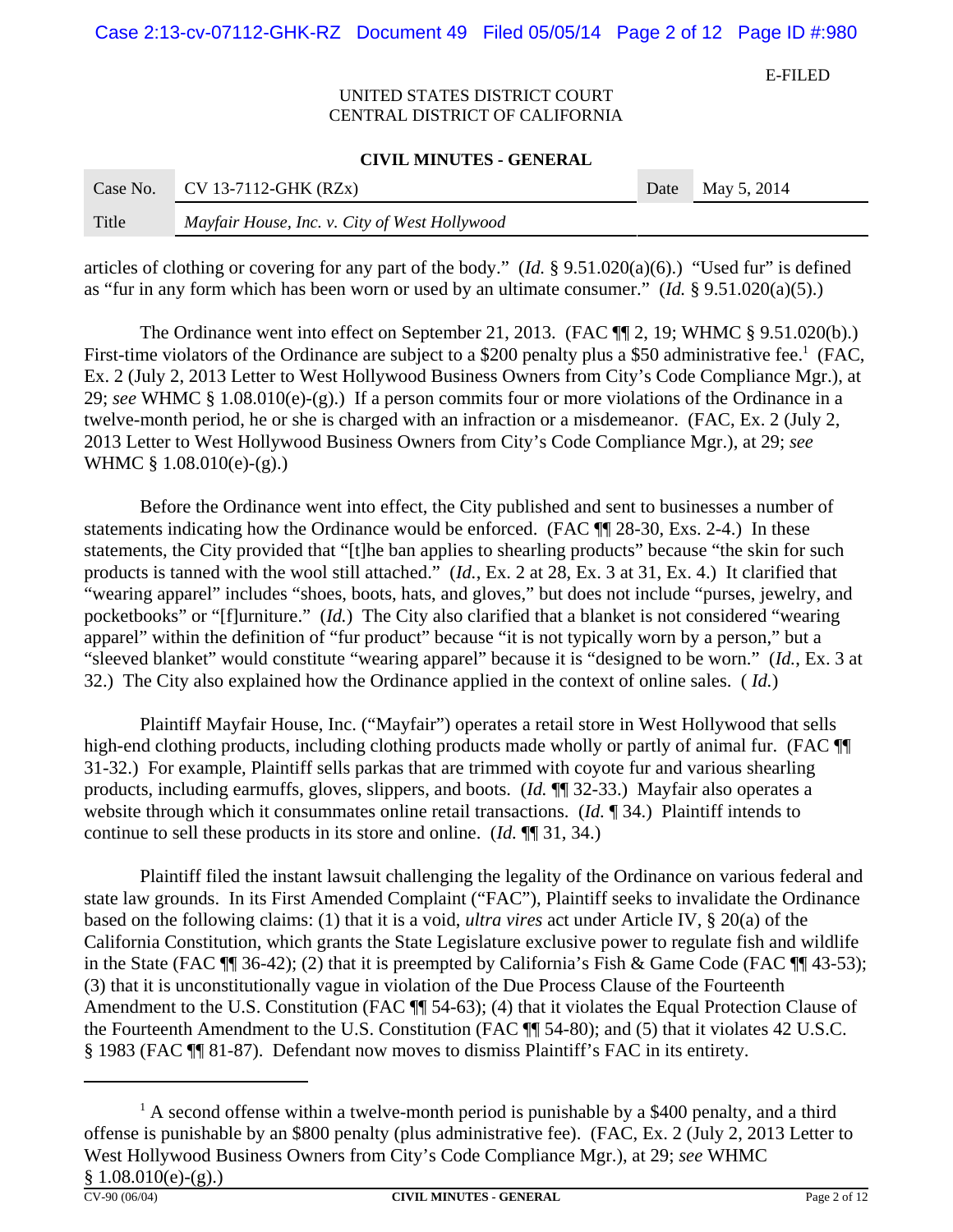articles of clothing or covering for any part of the body." (*Id.* § 9.51.020(a)(6).) "Used fur" is defined as "fur in any form which has been worn or used by an ultimate consumer." (*Id.* § 9.51.020(a)(5).)

The Ordinance went into effect on September 21, 2013. (FAC ¶¶ 2, 19; WHMC § 9.51.020(b).) First-time violators of the Ordinance are subject to a $200 penalty plus a $50 administrative fee.[1] (FAC, Ex. 2 (July 2, 2013 Letter to West Hollywood Business Owners from City's Code Compliance Mgr.), at 29; *see* WHMC § 1.08.010(e)-(g).) If a person commits four or more violations of the Ordinance in a twelve-month period, he or she is charged with an infraction or a misdemeanor. (FAC, Ex. 2 (July 2, 2013 Letter to West Hollywood Business Owners from City's Code Compliance Mgr.), at 29; *see* WHMC § 1.08.010(e)-(g).)

Before the Ordinance went into effect, the City published and sent to businesses a number of statements indicating how the Ordinance would be enforced. (FAC ¶¶ 28-30, Exs. 2-4.) In these statements, the City provided that "[t]he ban applies to shearling products" because "the skin for such products is tanned with the wool still attached." (*Id.*, Ex. 2 at 28, Ex. 3 at 31, Ex. 4.) It clarified that "wearing apparel" includes "shoes, boots, hats, and gloves," but does not include "purses, jewelry, and pocketbooks" or "[f]urniture." (*Id.*) The City also clarified that a blanket is not considered "wearing apparel" within the definition of "fur product" because "it is not typically worn by a person," but a "sleeved blanket" would constitute "wearing apparel" because it is "designed to be worn." (*Id.*, Ex. 3 at 32.) The City also explained how the Ordinance applied in the context of online sales. ( *Id.*)

Plaintiff Mayfair House, Inc. ("Mayfair") operates a retail store in West Hollywood that sells high-end clothing products, including clothing products made wholly or partly of animal fur. (FAC ¶¶ 31-32.) For example, Plaintiff sells parkas that are trimmed with coyote fur and various shearling products, including earmuffs, gloves, slippers, and boots. (*Id.* ¶¶ 32-33.) Mayfair also operates a website through which it consummates online retail transactions. (*Id.* ¶ 34.) Plaintiff intends to continue to sell these products in its store and online. (*Id.* ¶¶ 31, 34.)

Plaintiff filed the instant lawsuit challenging the legality of the Ordinance on various federal and state law grounds. In its First Amended Complaint ("FAC"), Plaintiff seeks to invalidate the Ordinance based on the following claims: (1) that it is a void, *ultra vires* act under Article IV, § 20(a) of the California Constitution, which grants the State Legislature exclusive power to regulate fish and wildlife in the State (FAC ¶¶ 36-42); (2) that it is preempted by California's Fish & Game Code (FAC ¶¶ 43-53); (3) that it is unconstitutionally vague in violation of the Due Process Clause of the Fourteenth Amendment to the U.S. Constitution (FAC ¶¶ 54-63); (4) that it violates the Equal Protection Clause of the Fourteenth Amendment to the U.S. Constitution (FAC ¶¶ 54-80); and (5) that it violates 42 U.S.C. § 1983 (FAC ¶¶ 81-87). Defendant now moves to dismiss Plaintiff's FAC in its entirety.

---

[1] A second offense within a twelve-month period is punishable by a $400 penalty, and a third offense is punishable by an $800 penalty (plus administrative fee). (FAC, Ex. 2 (July 2, 2013 Letter to West Hollywood Business Owners from City's Code Compliance Mgr.), at 29; *see* WHMC § 1.08.010(e)-(g).)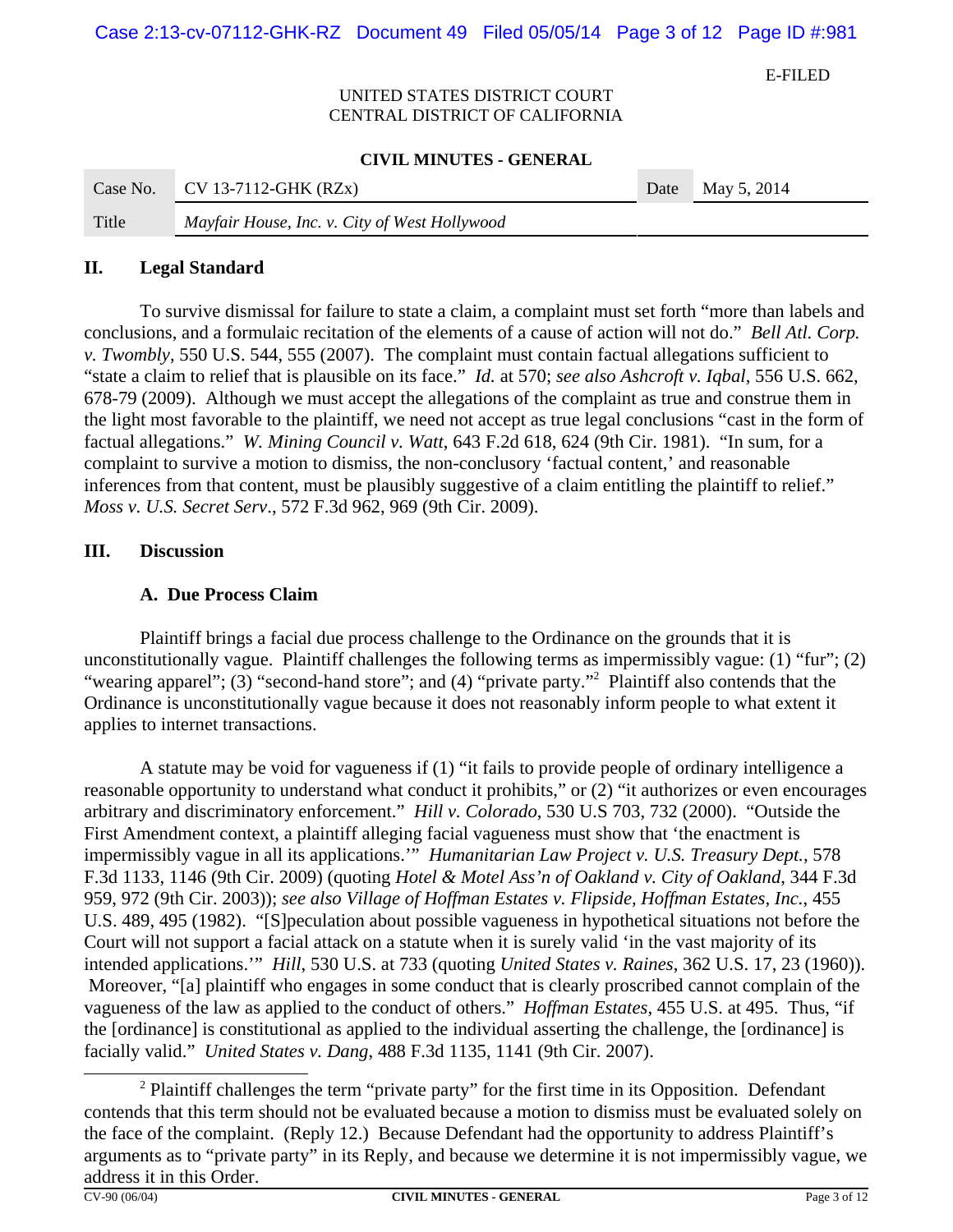## II. Legal Standard

To survive dismissal for failure to state a claim, a complaint must set forth "more than labels and conclusions, and a formulaic recitation of the elements of a cause of action will not do." *Bell Atl. Corp. v. Twombly*, 550 U.S. 544, 555 (2007). The complaint must contain factual allegations sufficient to "state a claim to relief that is plausible on its face." *Id.* at 570; *see also Ashcroft v. Iqbal*, 556 U.S. 662, 678-79 (2009). Although we must accept the allegations of the complaint as true and construe them in the light most favorable to the plaintiff, we need not accept as true legal conclusions "cast in the form of factual allegations." *W. Mining Council v. Watt*, 643 F.2d 618, 624 (9th Cir. 1981). "In sum, for a complaint to survive a motion to dismiss, the non-conclusory 'factual content,' and reasonable inferences from that content, must be plausibly suggestive of a claim entitling the plaintiff to relief." *Moss v. U.S. Secret Serv*., 572 F.3d 962, 969 (9th Cir. 2009).

## III. Discussion

### A. Due Process Claim

Plaintiff brings a facial due process challenge to the Ordinance on the grounds that it is unconstitutionally vague. Plaintiff challenges the following terms as impermissibly vague: (1) "fur"; (2) "wearing apparel"; (3) "second-hand store"; and (4) "private party."[2] Plaintiff also contends that the Ordinance is unconstitutionally vague because it does not reasonably inform people to what extent it applies to internet transactions.

A statute may be void for vagueness if (1) "it fails to provide people of ordinary intelligence a reasonable opportunity to understand what conduct it prohibits," or (2) "it authorizes or even encourages arbitrary and discriminatory enforcement." *Hill v. Colorado*, 530 U.S 703, 732 (2000). "Outside the First Amendment context, a plaintiff alleging facial vagueness must show that 'the enactment is impermissibly vague in all its applications.'" *Humanitarian Law Project v. U.S. Treasury Dept.*, 578 F.3d 1133, 1146 (9th Cir. 2009) (quoting *Hotel & Motel Ass'n of Oakland v. City of Oakland*, 344 F.3d 959, 972 (9th Cir. 2003)); *see also Village of Hoffman Estates v. Flipside, Hoffman Estates, Inc.*, 455 U.S. 489, 495 (1982). "[S]peculation about possible vagueness in hypothetical situations not before the Court will not support a facial attack on a statute when it is surely valid 'in the vast majority of its intended applications.'" *Hill*, 530 U.S. at 733 (quoting *United States v. Raines*, 362 U.S. 17, 23 (1960)). Moreover, "[a] plaintiff who engages in some conduct that is clearly proscribed cannot complain of the vagueness of the law as applied to the conduct of others." *Hoffman Estates*, 455 U.S. at 495. Thus, "if the [ordinance] is constitutional as applied to the individual asserting the challenge, the [ordinance] is facially valid." *United States v. Dang*, 488 F.3d 1135, 1141 (9th Cir. 2007).

[2] Plaintiff challenges the term "private party" for the first time in its Opposition. Defendant contends that this term should not be evaluated because a motion to dismiss must be evaluated solely on the face of the complaint. (Reply 12.) Because Defendant had the opportunity to address Plaintiff's arguments as to "private party" in its Reply, and because we determine it is not impermissibly vague, we address it in this Order.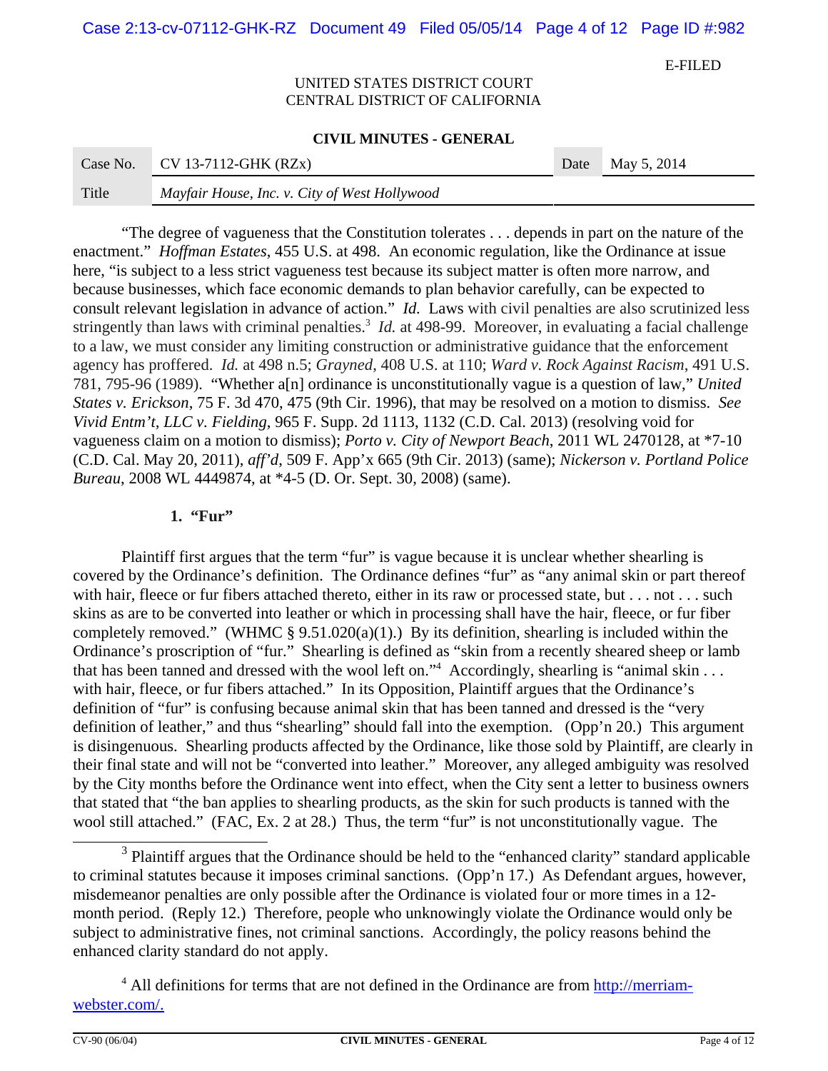"The degree of vagueness that the Constitution tolerates . . . depends in part on the nature of the enactment." *Hoffman Estates*, 455 U.S. at 498. An economic regulation, like the Ordinance at issue here, "is subject to a less strict vagueness test because its subject matter is often more narrow, and because businesses, which face economic demands to plan behavior carefully, can be expected to consult relevant legislation in advance of action." *Id.* Laws with civil penalties are also scrutinized less stringently than laws with criminal penalties.[3] *Id.* at 498-99. Moreover, in evaluating a facial challenge to a law, we must consider any limiting construction or administrative guidance that the enforcement agency has proffered. *Id.* at 498 n.5; *Grayned*, 408 U.S. at 110; *Ward v. Rock Against Racism*, 491 U.S. 781, 795-96 (1989). "Whether a[n] ordinance is unconstitutionally vague is a question of law," *United States v. Erickson*, 75 F. 3d 470, 475 (9th Cir. 1996), that may be resolved on a motion to dismiss. *See Vivid Entm't, LLC v. Fielding*, 965 F. Supp. 2d 1113, 1132 (C.D. Cal. 2013) (resolving void for vagueness claim on a motion to dismiss); *Porto v. City of Newport Beach*, 2011 WL 2470128, at *7-10 (C.D. Cal. May 20, 2011), *aff'd*, 509 F. App'x 665 (9th Cir. 2013) (same); *Nickerson v. Portland Police Bureau*, 2008 WL 4449874, at *4-5 (D. Or. Sept. 30, 2008) (same).

**1. "Fur"**

Plaintiff first argues that the term "fur" is vague because it is unclear whether shearling is covered by the Ordinance's definition. The Ordinance defines "fur" as "any animal skin or part thereof with hair, fleece or fur fibers attached thereto, either in its raw or processed state, but . . . not . . . such skins as are to be converted into leather or which in processing shall have the hair, fleece, or fur fiber completely removed." (WHMC § 9.51.020(a)(1).) By its definition, shearling is included within the Ordinance's proscription of "fur." Shearling is defined as "skin from a recently sheared sheep or lamb that has been tanned and dressed with the wool left on."[4] Accordingly, shearling is "animal skin . . . with hair, fleece, or fur fibers attached." In its Opposition, Plaintiff argues that the Ordinance's definition of "fur" is confusing because animal skin that has been tanned and dressed is the "very definition of leather," and thus "shearling" should fall into the exemption. (Opp'n 20.) This argument is disingenuous. Shearling products affected by the Ordinance, like those sold by Plaintiff, are clearly in their final state and will not be "converted into leather." Moreover, any alleged ambiguity was resolved by the City months before the Ordinance went into effect, when the City sent a letter to business owners that stated that "the ban applies to shearling products, as the skin for such products is tanned with the wool still attached." (FAC, Ex. 2 at 28.) Thus, the term "fur" is not unconstitutionally vague. The

---

[3] Plaintiff argues that the Ordinance should be held to the "enhanced clarity" standard applicable to criminal statutes because it imposes criminal sanctions. (Opp'n 17.) As Defendant argues, however, misdemeanor penalties are only possible after the Ordinance is violated four or more times in a 12-month period. (Reply 12.) Therefore, people who unknowingly violate the Ordinance would only be subject to administrative fines, not criminal sanctions. Accordingly, the policy reasons behind the enhanced clarity standard do not apply.

[4] All definitions for terms that are not defined in the Ordinance are from http://merriam-webster.com/.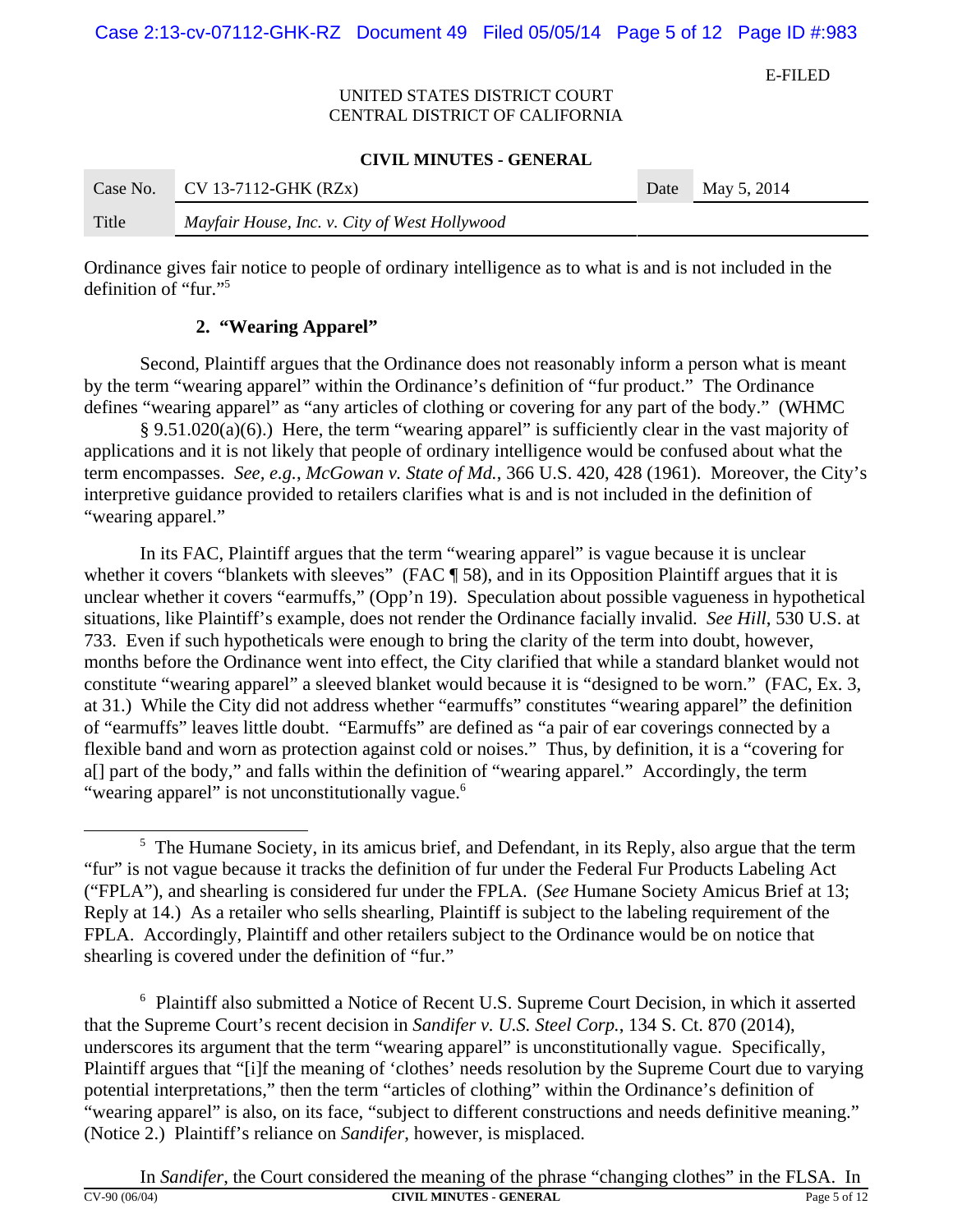Ordinance gives fair notice to people of ordinary intelligence as to what is and is not included in the definition of "fur."[5]

### 2. "Wearing Apparel"

Second, Plaintiff argues that the Ordinance does not reasonably inform a person what is meant by the term "wearing apparel" within the Ordinance's definition of "fur product." The Ordinance defines "wearing apparel" as "any articles of clothing or covering for any part of the body." (WHMC § 9.51.020(a)(6).) Here, the term "wearing apparel" is sufficiently clear in the vast majority of applications and it is not likely that people of ordinary intelligence would be confused about what the term encompasses. *See, e.g.*, *McGowan v. State of Md.*, 366 U.S. 420, 428 (1961). Moreover, the City's interpretive guidance provided to retailers clarifies what is and is not included in the definition of "wearing apparel."

In its FAC, Plaintiff argues that the term "wearing apparel" is vague because it is unclear whether it covers "blankets with sleeves" (FAC ¶ 58), and in its Opposition Plaintiff argues that it is unclear whether it covers "earmuffs," (Opp'n 19). Speculation about possible vagueness in hypothetical situations, like Plaintiff's example, does not render the Ordinance facially invalid. *See Hill*, 530 U.S. at 733. Even if such hypotheticals were enough to bring the clarity of the term into doubt, however, months before the Ordinance went into effect, the City clarified that while a standard blanket would not constitute "wearing apparel" a sleeved blanket would because it is "designed to be worn." (FAC, Ex. 3, at 31.) While the City did not address whether "earmuffs" constitutes "wearing apparel" the definition of "earmuffs" leaves little doubt. "Earmuffs" are defined as "a pair of ear coverings connected by a flexible band and worn as protection against cold or noises." Thus, by definition, it is a "covering for a[] part of the body," and falls within the definition of "wearing apparel." Accordingly, the term "wearing apparel" is not unconstitutionally vague.[6]

---

[5] The Humane Society, in its amicus brief, and Defendant, in its Reply, also argue that the term "fur" is not vague because it tracks the definition of fur under the Federal Fur Products Labeling Act ("FPLA"), and shearling is considered fur under the FPLA. (*See* Humane Society Amicus Brief at 13; Reply at 14.) As a retailer who sells shearling, Plaintiff is subject to the labeling requirement of the FPLA. Accordingly, Plaintiff and other retailers subject to the Ordinance would be on notice that shearling is covered under the definition of "fur."

[6] Plaintiff also submitted a Notice of Recent U.S. Supreme Court Decision, in which it asserted that the Supreme Court's recent decision in *Sandifer v. U.S. Steel Corp.*, 134 S. Ct. 870 (2014), underscores its argument that the term "wearing apparel" is unconstitutionally vague. Specifically, Plaintiff argues that "[i]f the meaning of 'clothes' needs resolution by the Supreme Court due to varying potential interpretations," then the term "articles of clothing" within the Ordinance's definition of "wearing apparel" is also, on its face, "subject to different constructions and needs definitive meaning." (Notice 2.) Plaintiff's reliance on *Sandifer*, however, is misplaced.

In *Sandifer*, the Court considered the meaning of the phrase "changing clothes" in the FLSA. In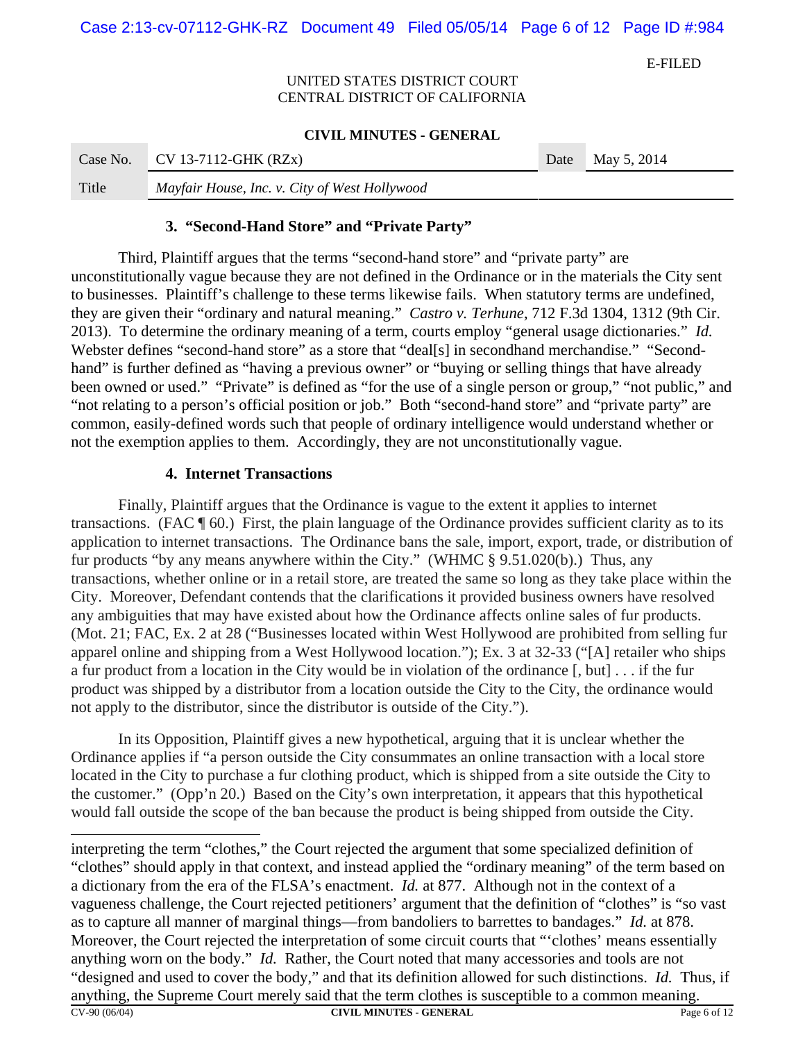E-FILED

UNITED STATES DISTRICT COURT
CENTRAL DISTRICT OF CALIFORNIA

**CIVIL MINUTES - GENERAL**

| Case No. | CV 13-7112-GHK (RZx) | Date | May 5, 2014 |
|---|---|---|---|
| Title | *Mayfair House, Inc. v. City of West Hollywood* | | |

### 3. "Second-Hand Store" and "Private Party"

Third, Plaintiff argues that the terms "second-hand store" and "private party" are unconstitutionally vague because they are not defined in the Ordinance or in the materials the City sent to businesses. Plaintiff's challenge to these terms likewise fails. When statutory terms are undefined, they are given their "ordinary and natural meaning." *Castro v. Terhune*, 712 F.3d 1304, 1312 (9th Cir. 2013). To determine the ordinary meaning of a term, courts employ "general usage dictionaries." *Id.* Webster defines "second-hand store" as a store that "deal[s] in secondhand merchandise." "Second-hand" is further defined as "having a previous owner" or "buying or selling things that have already been owned or used." "Private" is defined as "for the use of a single person or group," "not public," and "not relating to a person's official position or job." Both "second-hand store" and "private party" are common, easily-defined words such that people of ordinary intelligence would understand whether or not the exemption applies to them. Accordingly, they are not unconstitutionally vague.

### 4. Internet Transactions

Finally, Plaintiff argues that the Ordinance is vague to the extent it applies to internet transactions. (FAC ¶ 60.) First, the plain language of the Ordinance provides sufficient clarity as to its application to internet transactions. The Ordinance bans the sale, import, export, trade, or distribution of fur products "by any means anywhere within the City." (WHMC § 9.51.020(b).) Thus, any transactions, whether online or in a retail store, are treated the same so long as they take place within the City. Moreover, Defendant contends that the clarifications it provided business owners have resolved any ambiguities that may have existed about how the Ordinance affects online sales of fur products. (Mot. 21; FAC, Ex. 2 at 28 ("Businesses located within West Hollywood are prohibited from selling fur apparel online and shipping from a West Hollywood location."); Ex. 3 at 32-33 ("[A] retailer who ships a fur product from a location in the City would be in violation of the ordinance [, but] . . . if the fur product was shipped by a distributor from a location outside the City to the City, the ordinance would not apply to the distributor, since the distributor is outside of the City.").

In its Opposition, Plaintiff gives a new hypothetical, arguing that it is unclear whether the Ordinance applies if "a person outside the City consummates an online transaction with a local store located in the City to purchase a fur clothing product, which is shipped from a site outside the City to the customer." (Opp'n 20.) Based on the City's own interpretation, it appears that this hypothetical would fall outside the scope of the ban because the product is being shipped from outside the City.

---

interpreting the term "clothes," the Court rejected the argument that some specialized definition of "clothes" should apply in that context, and instead applied the "ordinary meaning" of the term based on a dictionary from the era of the FLSA's enactment. *Id.* at 877. Although not in the context of a vagueness challenge, the Court rejected petitioners' argument that the definition of "clothes" is "so vast as to capture all manner of marginal things—from bandoliers to barrettes to bandages." *Id.* at 878. Moreover, the Court rejected the interpretation of some circuit courts that "'clothes' means essentially anything worn on the body." *Id.* Rather, the Court noted that many accessories and tools are not "designed and used to cover the body," and that its definition allowed for such distinctions. *Id.* Thus, if anything, the Supreme Court merely said that the term clothes is susceptible to a common meaning.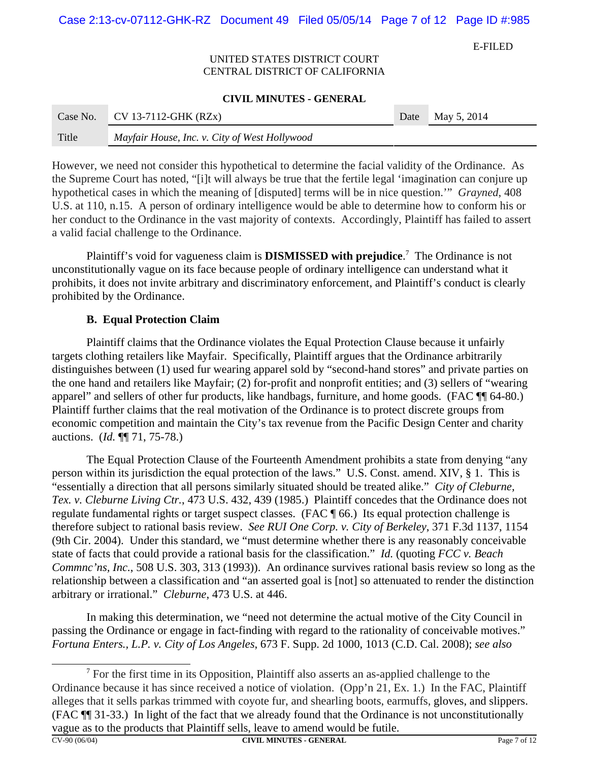However, we need not consider this hypothetical to determine the facial validity of the Ordinance. As the Supreme Court has noted, "[i]t will always be true that the fertile legal 'imagination can conjure up hypothetical cases in which the meaning of [disputed] terms will be in nice question.'" *Grayned*, 408 U.S. at 110, n.15. A person of ordinary intelligence would be able to determine how to conform his or her conduct to the Ordinance in the vast majority of contexts. Accordingly, Plaintiff has failed to assert a valid facial challenge to the Ordinance.

Plaintiff's void for vagueness claim is **DISMISSED with prejudice**.[7] The Ordinance is not unconstitutionally vague on its face because people of ordinary intelligence can understand what it prohibits, it does not invite arbitrary and discriminatory enforcement, and Plaintiff's conduct is clearly prohibited by the Ordinance.

### B. Equal Protection Claim

Plaintiff claims that the Ordinance violates the Equal Protection Clause because it unfairly targets clothing retailers like Mayfair. Specifically, Plaintiff argues that the Ordinance arbitrarily distinguishes between (1) used fur wearing apparel sold by "second-hand stores" and private parties on the one hand and retailers like Mayfair; (2) for-profit and nonprofit entities; and (3) sellers of "wearing apparel" and sellers of other fur products, like handbags, furniture, and home goods. (FAC ¶¶ 64-80.) Plaintiff further claims that the real motivation of the Ordinance is to protect discrete groups from economic competition and maintain the City's tax revenue from the Pacific Design Center and charity auctions. (*Id.* ¶¶ 71, 75-78.)

The Equal Protection Clause of the Fourteenth Amendment prohibits a state from denying "any person within its jurisdiction the equal protection of the laws." U.S. Const. amend. XIV, § 1. This is "essentially a direction that all persons similarly situated should be treated alike." *City of Cleburne, Tex. v. Cleburne Living Ctr.*, 473 U.S. 432, 439 (1985.) Plaintiff concedes that the Ordinance does not regulate fundamental rights or target suspect classes. (FAC ¶ 66.) Its equal protection challenge is therefore subject to rational basis review. *See RUI One Corp. v. City of Berkeley*, 371 F.3d 1137, 1154 (9th Cir. 2004). Under this standard, we "must determine whether there is any reasonably conceivable state of facts that could provide a rational basis for the classification." *Id.* (quoting *FCC v. Beach Commnc'ns, Inc.*, 508 U.S. 303, 313 (1993)). An ordinance survives rational basis review so long as the relationship between a classification and "an asserted goal is [not] so attenuated to render the distinction arbitrary or irrational." *Cleburne*, 473 U.S. at 446.

In making this determination, we "need not determine the actual motive of the City Council in passing the Ordinance or engage in fact-finding with regard to the rationality of conceivable motives." *Fortuna Enters., L.P. v. City of Los Angeles*, 673 F. Supp. 2d 1000, 1013 (C.D. Cal. 2008); *see also*

---

[7] For the first time in its Opposition, Plaintiff also asserts an as-applied challenge to the Ordinance because it has since received a notice of violation. (Opp'n 21, Ex. 1.) In the FAC, Plaintiff alleges that it sells parkas trimmed with coyote fur, and shearling boots, earmuffs, gloves, and slippers. (FAC ¶¶ 31-33.) In light of the fact that we already found that the Ordinance is not unconstitutionally vague as to the products that Plaintiff sells, leave to amend would be futile.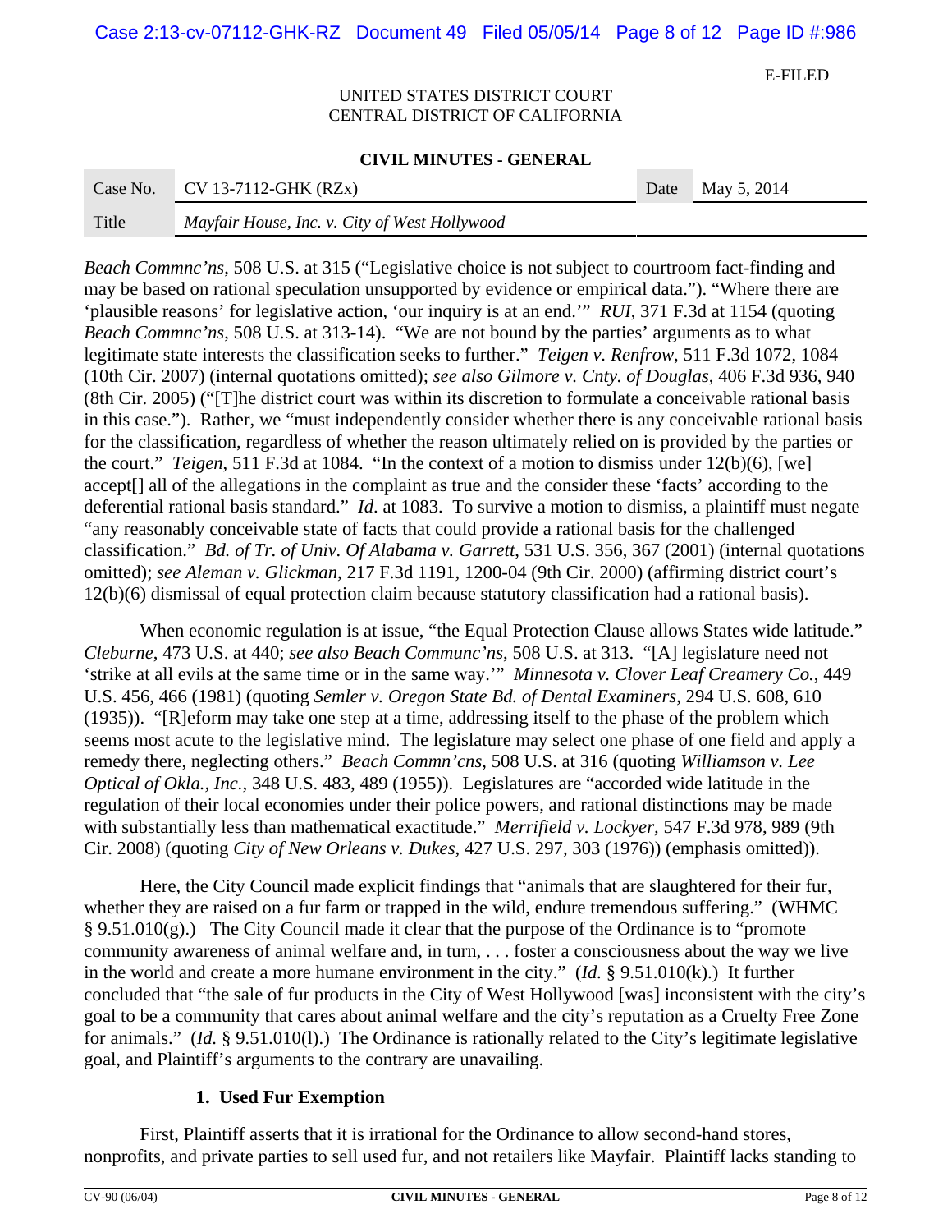E-FILED

UNITED STATES DISTRICT COURT
CENTRAL DISTRICT OF CALIFORNIA

**CIVIL MINUTES - GENERAL**

| Case No. | CV 13-7112-GHK (RZx) | Date | May 5, 2014 |
|---|---|---|---|
| Title | *Mayfair House, Inc. v. City of West Hollywood* | | |

*Beach Commnc'ns*, 508 U.S. at 315 ("Legislative choice is not subject to courtroom fact-finding and may be based on rational speculation unsupported by evidence or empirical data."). "Where there are 'plausible reasons' for legislative action, 'our inquiry is at an end.'" *RUI*, 371 F.3d at 1154 (quoting *Beach Commnc'ns*, 508 U.S. at 313-14). "We are not bound by the parties' arguments as to what legitimate state interests the classification seeks to further." *Teigen v. Renfrow*, 511 F.3d 1072, 1084 (10th Cir. 2007) (internal quotations omitted); *see also Gilmore v. Cnty. of Douglas*, 406 F.3d 936, 940 (8th Cir. 2005) ("[T]he district court was within its discretion to formulate a conceivable rational basis in this case."). Rather, we "must independently consider whether there is any conceivable rational basis for the classification, regardless of whether the reason ultimately relied on is provided by the parties or the court." *Teigen*, 511 F.3d at 1084. "In the context of a motion to dismiss under 12(b)(6), [we] accept[] all of the allegations in the complaint as true and the consider these 'facts' according to the deferential rational basis standard." *Id*. at 1083. To survive a motion to dismiss, a plaintiff must negate "any reasonably conceivable state of facts that could provide a rational basis for the challenged classification." *Bd. of Tr. of Univ. Of Alabama v. Garrett*, 531 U.S. 356, 367 (2001) (internal quotations omitted); *see Aleman v. Glickman*, 217 F.3d 1191, 1200-04 (9th Cir. 2000) (affirming district court's 12(b)(6) dismissal of equal protection claim because statutory classification had a rational basis).

When economic regulation is at issue, "the Equal Protection Clause allows States wide latitude." *Cleburne*, 473 U.S. at 440; *see also Beach Communc'ns*, 508 U.S. at 313. "[A] legislature need not 'strike at all evils at the same time or in the same way.'" *Minnesota v. Clover Leaf Creamery Co.*, 449 U.S. 456, 466 (1981) (quoting *Semler v. Oregon State Bd. of Dental Examiners*, 294 U.S. 608, 610 (1935)). "[R]eform may take one step at a time, addressing itself to the phase of the problem which seems most acute to the legislative mind. The legislature may select one phase of one field and apply a remedy there, neglecting others." *Beach Commn'cns*, 508 U.S. at 316 (quoting *Williamson v. Lee Optical of Okla., Inc.*, 348 U.S. 483, 489 (1955)). Legislatures are "accorded wide latitude in the regulation of their local economies under their police powers, and rational distinctions may be made with substantially less than mathematical exactitude." *Merrifield v. Lockyer*, 547 F.3d 978, 989 (9th Cir. 2008) (quoting *City of New Orleans v. Dukes*, 427 U.S. 297, 303 (1976)) (emphasis omitted)).

Here, the City Council made explicit findings that "animals that are slaughtered for their fur, whether they are raised on a fur farm or trapped in the wild, endure tremendous suffering." (WHMC § 9.51.010(g).) The City Council made it clear that the purpose of the Ordinance is to "promote community awareness of animal welfare and, in turn, . . . foster a consciousness about the way we live in the world and create a more humane environment in the city." (*Id.* § 9.51.010(k).) It further concluded that "the sale of fur products in the City of West Hollywood [was] inconsistent with the city's goal to be a community that cares about animal welfare and the city's reputation as a Cruelty Free Zone for animals." (*Id.* § 9.51.010(l).) The Ordinance is rationally related to the City's legitimate legislative goal, and Plaintiff's arguments to the contrary are unavailing.

### 1. Used Fur Exemption

First, Plaintiff asserts that it is irrational for the Ordinance to allow second-hand stores, nonprofits, and private parties to sell used fur, and not retailers like Mayfair. Plaintiff lacks standing to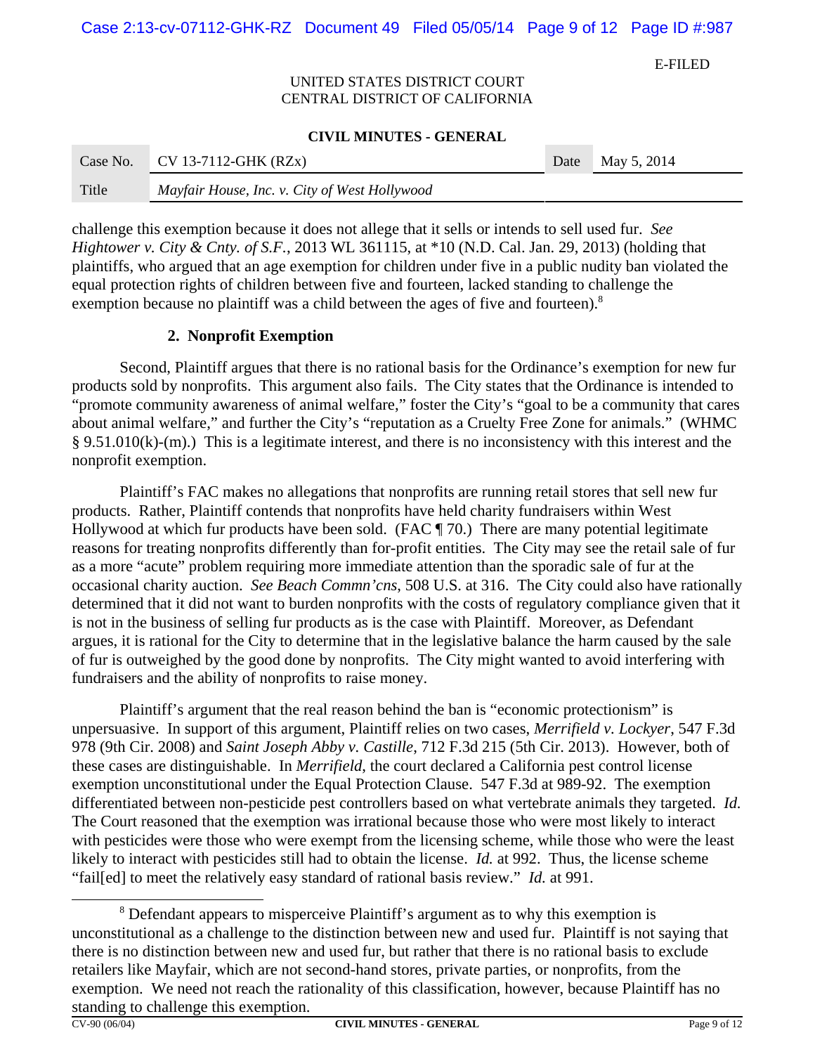challenge this exemption because it does not allege that it sells or intends to sell used fur. *See Hightower v. City & Cnty. of S.F.*, 2013 WL 361115, at *10 (N.D. Cal. Jan. 29, 2013) (holding that plaintiffs, who argued that an age exemption for children under five in a public nudity ban violated the equal protection rights of children between five and fourteen, lacked standing to challenge the exemption because no plaintiff was a child between the ages of five and fourteen).[8]

### 2. Nonprofit Exemption

Second, Plaintiff argues that there is no rational basis for the Ordinance's exemption for new fur products sold by nonprofits. This argument also fails. The City states that the Ordinance is intended to "promote community awareness of animal welfare," foster the City's "goal to be a community that cares about animal welfare," and further the City's "reputation as a Cruelty Free Zone for animals." (WHMC § 9.51.010(k)-(m).) This is a legitimate interest, and there is no inconsistency with this interest and the nonprofit exemption.

Plaintiff's FAC makes no allegations that nonprofits are running retail stores that sell new fur products. Rather, Plaintiff contends that nonprofits have held charity fundraisers within West Hollywood at which fur products have been sold. (FAC ¶ 70.) There are many potential legitimate reasons for treating nonprofits differently than for-profit entities. The City may see the retail sale of fur as a more "acute" problem requiring more immediate attention than the sporadic sale of fur at the occasional charity auction. *See Beach Commn'cns*, 508 U.S. at 316. The City could also have rationally determined that it did not want to burden nonprofits with the costs of regulatory compliance given that it is not in the business of selling fur products as is the case with Plaintiff. Moreover, as Defendant argues, it is rational for the City to determine that in the legislative balance the harm caused by the sale of fur is outweighed by the good done by nonprofits. The City might wanted to avoid interfering with fundraisers and the ability of nonprofits to raise money.

Plaintiff's argument that the real reason behind the ban is "economic protectionism" is unpersuasive. In support of this argument, Plaintiff relies on two cases, *Merrifield v. Lockyer*, 547 F.3d 978 (9th Cir. 2008) and *Saint Joseph Abby v. Castille*, 712 F.3d 215 (5th Cir. 2013). However, both of these cases are distinguishable. In *Merrifield*, the court declared a California pest control license exemption unconstitutional under the Equal Protection Clause. 547 F.3d at 989-92. The exemption differentiated between non-pesticide pest controllers based on what vertebrate animals they targeted. *Id.* The Court reasoned that the exemption was irrational because those who were most likely to interact with pesticides were those who were exempt from the licensing scheme, while those who were the least likely to interact with pesticides still had to obtain the license. *Id.* at 992. Thus, the license scheme "fail[ed] to meet the relatively easy standard of rational basis review." *Id.* at 991.

---

[8] Defendant appears to misperceive Plaintiff's argument as to why this exemption is unconstitutional as a challenge to the distinction between new and used fur. Plaintiff is not saying that there is no distinction between new and used fur, but rather that there is no rational basis to exclude retailers like Mayfair, which are not second-hand stores, private parties, or nonprofits, from the exemption. We need not reach the rationality of this classification, however, because Plaintiff has no standing to challenge this exemption.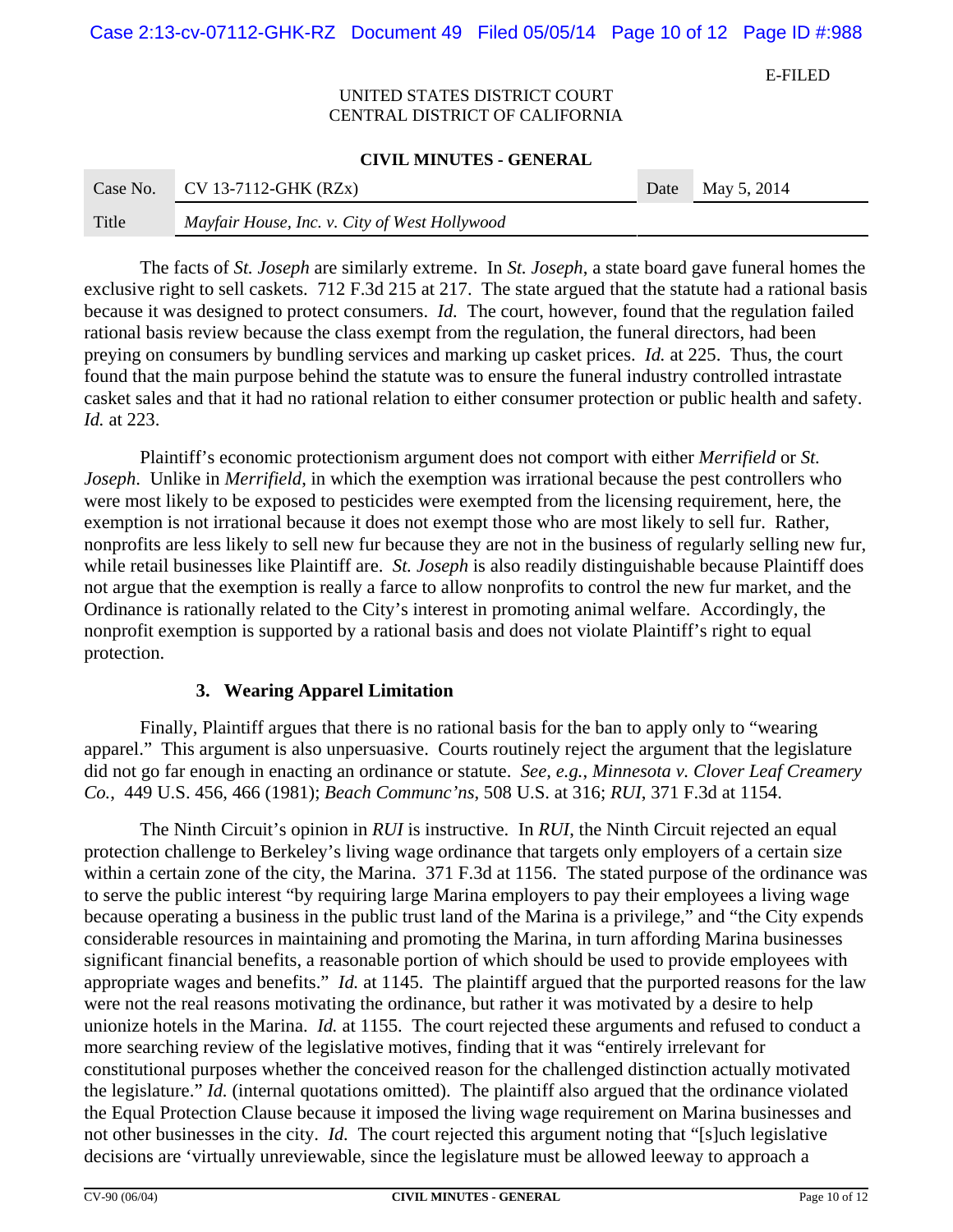The facts of *St. Joseph* are similarly extreme. In *St. Joseph*, a state board gave funeral homes the exclusive right to sell caskets. 712 F.3d 215 at 217. The state argued that the statute had a rational basis because it was designed to protect consumers. *Id.* The court, however, found that the regulation failed rational basis review because the class exempt from the regulation, the funeral directors, had been preying on consumers by bundling services and marking up casket prices. *Id.* at 225. Thus, the court found that the main purpose behind the statute was to ensure the funeral industry controlled intrastate casket sales and that it had no rational relation to either consumer protection or public health and safety. *Id.* at 223.

Plaintiff's economic protectionism argument does not comport with either *Merrifield* or *St. Joseph*. Unlike in *Merrifield*, in which the exemption was irrational because the pest controllers who were most likely to be exposed to pesticides were exempted from the licensing requirement, here, the exemption is not irrational because it does not exempt those who are most likely to sell fur. Rather, nonprofits are less likely to sell new fur because they are not in the business of regularly selling new fur, while retail businesses like Plaintiff are. *St. Joseph* is also readily distinguishable because Plaintiff does not argue that the exemption is really a farce to allow nonprofits to control the new fur market, and the Ordinance is rationally related to the City's interest in promoting animal welfare. Accordingly, the nonprofit exemption is supported by a rational basis and does not violate Plaintiff's right to equal protection.

### 3. Wearing Apparel Limitation

Finally, Plaintiff argues that there is no rational basis for the ban to apply only to "wearing apparel." This argument is also unpersuasive. Courts routinely reject the argument that the legislature did not go far enough in enacting an ordinance or statute. *See, e.g.*, *Minnesota v. Clover Leaf Creamery Co.*, 449 U.S. 456, 466 (1981); *Beach Communc'ns*, 508 U.S. at 316; *RUI*, 371 F.3d at 1154.

The Ninth Circuit's opinion in *RUI* is instructive. In *RUI*, the Ninth Circuit rejected an equal protection challenge to Berkeley's living wage ordinance that targets only employers of a certain size within a certain zone of the city, the Marina. 371 F.3d at 1156. The stated purpose of the ordinance was to serve the public interest "by requiring large Marina employers to pay their employees a living wage because operating a business in the public trust land of the Marina is a privilege," and "the City expends considerable resources in maintaining and promoting the Marina, in turn affording Marina businesses significant financial benefits, a reasonable portion of which should be used to provide employees with appropriate wages and benefits." *Id.* at 1145. The plaintiff argued that the purported reasons for the law were not the real reasons motivating the ordinance, but rather it was motivated by a desire to help unionize hotels in the Marina. *Id.* at 1155. The court rejected these arguments and refused to conduct a more searching review of the legislative motives, finding that it was "entirely irrelevant for constitutional purposes whether the conceived reason for the challenged distinction actually motivated the legislature." *Id.* (internal quotations omitted). The plaintiff also argued that the ordinance violated the Equal Protection Clause because it imposed the living wage requirement on Marina businesses and not other businesses in the city. *Id.* The court rejected this argument noting that "[s]uch legislative decisions are 'virtually unreviewable, since the legislature must be allowed leeway to approach a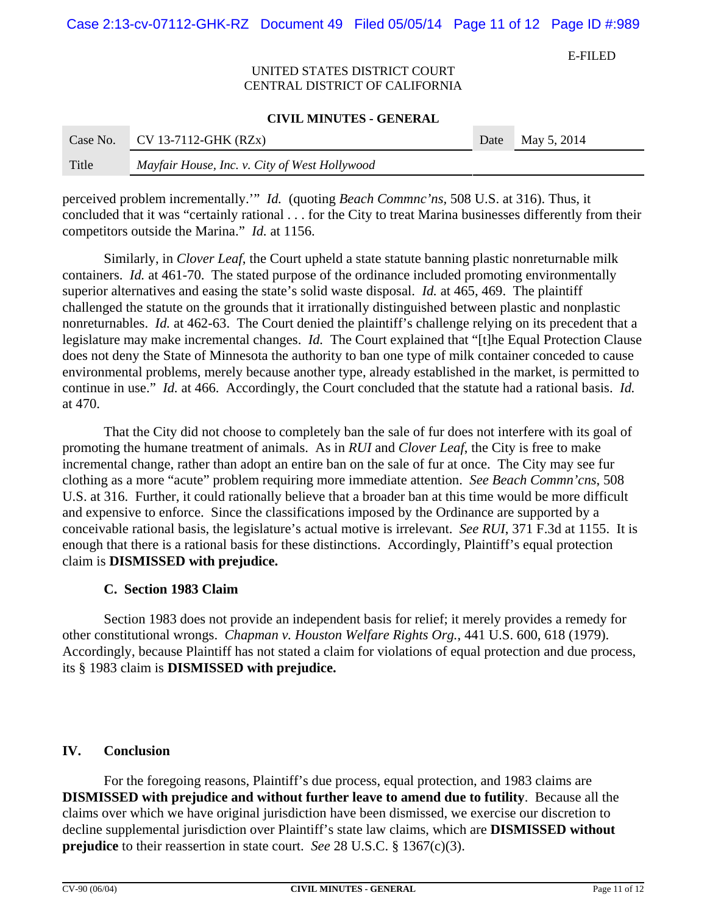perceived problem incrementally.'" *Id.* (quoting *Beach Commnc'ns*, 508 U.S. at 316). Thus, it concluded that it was "certainly rational . . . for the City to treat Marina businesses differently from their competitors outside the Marina." *Id.* at 1156.

Similarly, in *Clover Leaf*, the Court upheld a state statute banning plastic nonreturnable milk containers. *Id.* at 461-70. The stated purpose of the ordinance included promoting environmentally superior alternatives and easing the state's solid waste disposal. *Id.* at 465, 469. The plaintiff challenged the statute on the grounds that it irrationally distinguished between plastic and nonplastic nonreturnables. *Id.* at 462-63. The Court denied the plaintiff's challenge relying on its precedent that a legislature may make incremental changes. *Id.* The Court explained that "[t]he Equal Protection Clause does not deny the State of Minnesota the authority to ban one type of milk container conceded to cause environmental problems, merely because another type, already established in the market, is permitted to continue in use." *Id.* at 466. Accordingly, the Court concluded that the statute had a rational basis. *Id.* at 470.

That the City did not choose to completely ban the sale of fur does not interfere with its goal of promoting the humane treatment of animals. As in *RUI* and *Clover Leaf*, the City is free to make incremental change, rather than adopt an entire ban on the sale of fur at once. The City may see fur clothing as a more "acute" problem requiring more immediate attention. *See Beach Commn'cns*, 508 U.S. at 316. Further, it could rationally believe that a broader ban at this time would be more difficult and expensive to enforce. Since the classifications imposed by the Ordinance are supported by a conceivable rational basis, the legislature's actual motive is irrelevant. *See RUI*, 371 F.3d at 1155. It is enough that there is a rational basis for these distinctions. Accordingly, Plaintiff's equal protection claim is **DISMISSED with prejudice.**

### C. Section 1983 Claim

Section 1983 does not provide an independent basis for relief; it merely provides a remedy for other constitutional wrongs. *Chapman v. Houston Welfare Rights Org.*, 441 U.S. 600, 618 (1979). Accordingly, because Plaintiff has not stated a claim for violations of equal protection and due process, its § 1983 claim is **DISMISSED with prejudice.**

## IV. Conclusion

For the foregoing reasons, Plaintiff's due process, equal protection, and 1983 claims are **DISMISSED with prejudice and without further leave to amend due to futility**. Because all the claims over which we have original jurisdiction have been dismissed, we exercise our discretion to decline supplemental jurisdiction over Plaintiff's state law claims, which are **DISMISSED without prejudice** to their reassertion in state court. *See* 28 U.S.C. § 1367(c)(3).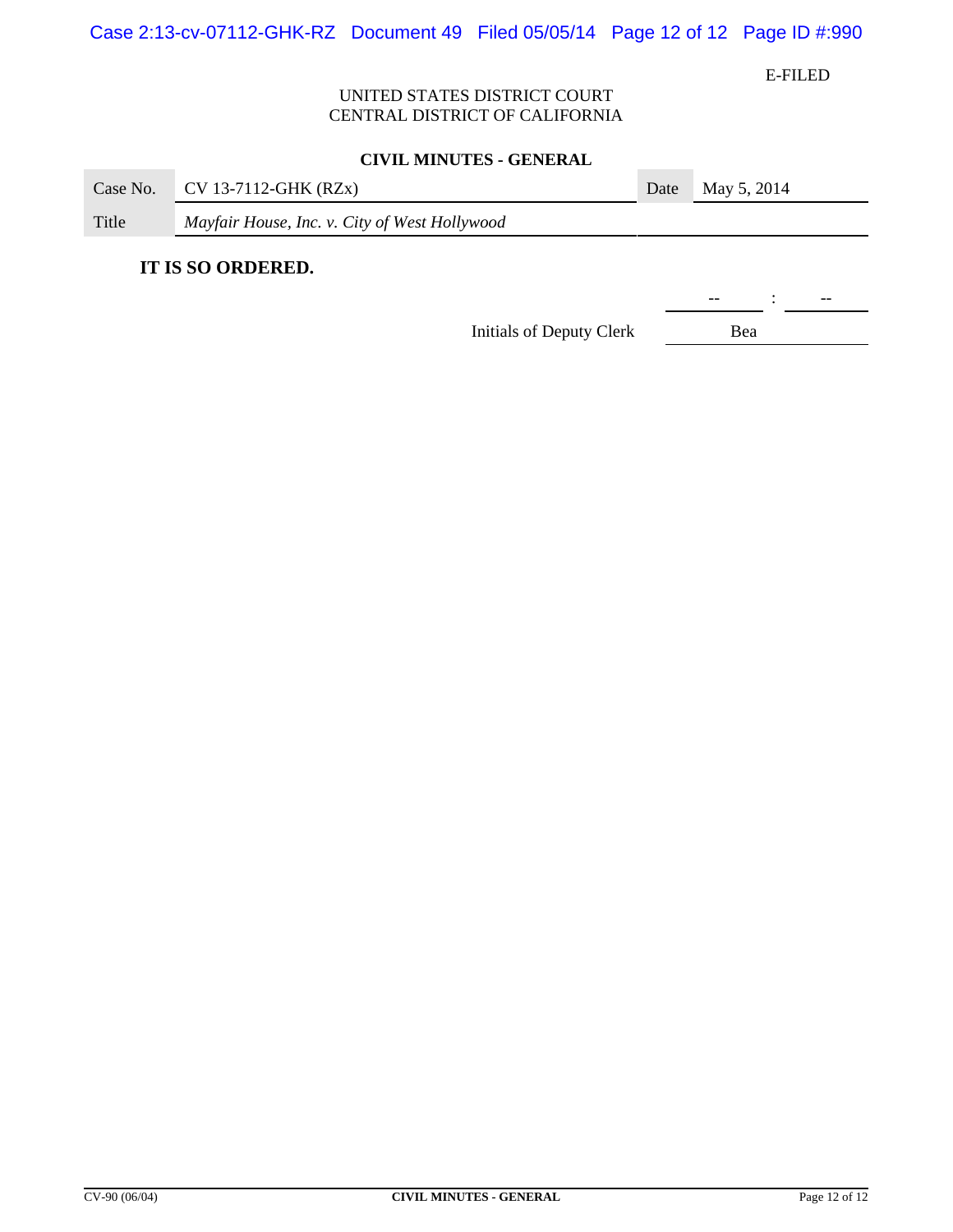E-FILED

UNITED STATES DISTRICT COURT
CENTRAL DISTRICT OF CALIFORNIA

**CIVIL MINUTES - GENERAL**

| | | | |
|---|---|---|---|
| Case No. | CV 13-7112-GHK (RZx) | Date | May 5, 2014 |
| Title | *Mayfair House, Inc. v. City of West Hollywood* | | |

**IT IS SO ORDERED.**

-- : --

Initials of Deputy Clerk Bea

CV-90 (06/04) **CIVIL MINUTES - GENERAL**